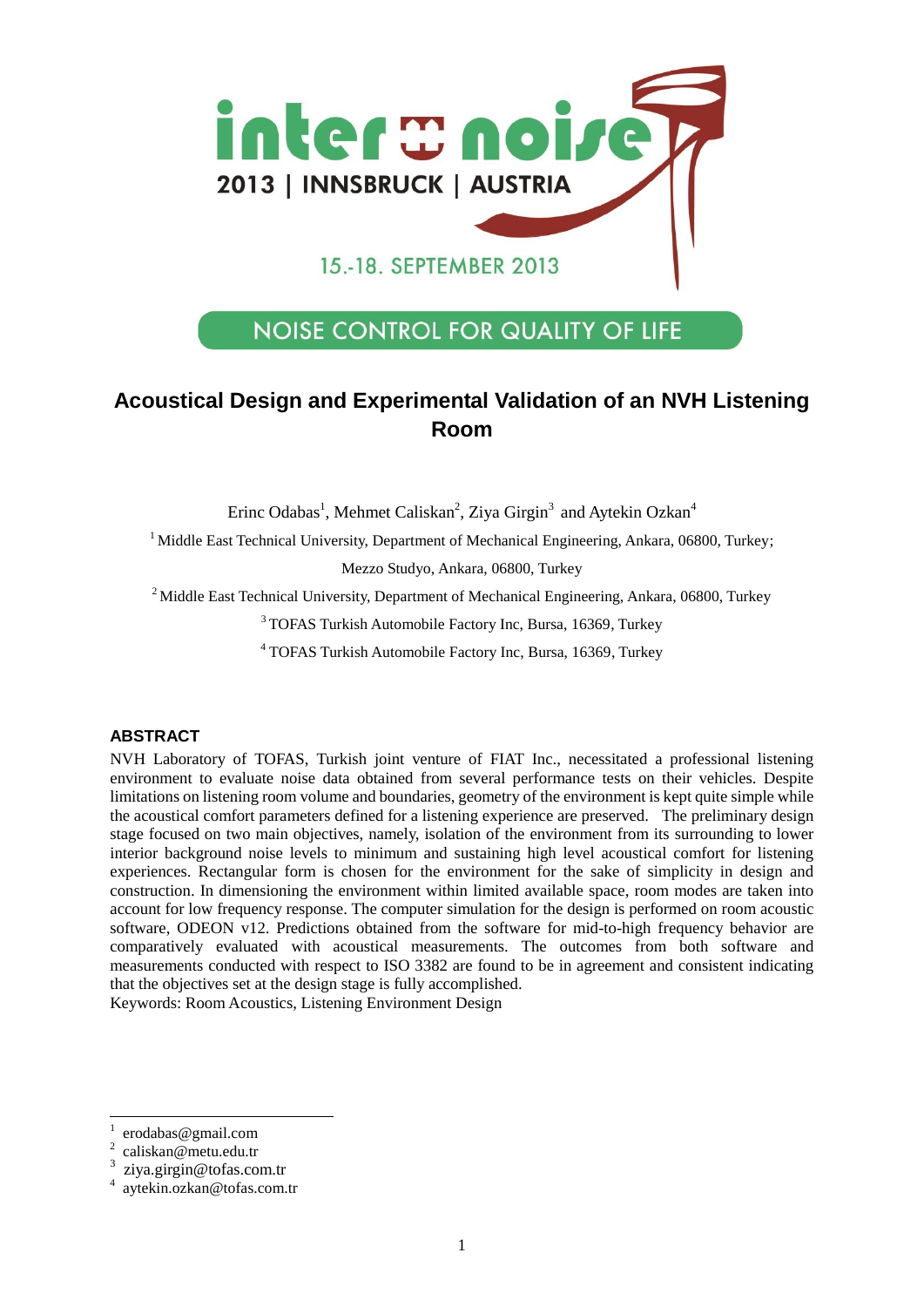inter noise 2013 | INNSBRUCK | AUSTRIA

15.-18. SEPTEMBER 2013

NOISE CONTROL FOR QUALITY OF LIFE

# Acoustical Design and Experimental Validation of an NVH Listening Room

Erinc Odabas[1], Mehmet Caliskan[2], Ziya Girgin[3] and Aytekin Ozkan[4]

[1] Middle East Technical University, Department of Mechanical Engineering, Ankara, 06800, Turkey; Mezzo Studyo, Ankara, 06800, Turkey

[2] Middle East Technical University, Department of Mechanical Engineering, Ankara, 06800, Turkey

[3] TOFAS Turkish Automobile Factory Inc, Bursa, 16369, Turkey

[4] TOFAS Turkish Automobile Factory Inc, Bursa, 16369, Turkey

## ABSTRACT

NVH Laboratory of TOFAS, Turkish joint venture of FIAT Inc., necessitated a professional listening environment to evaluate noise data obtained from several performance tests on their vehicles. Despite limitations on listening room volume and boundaries, geometry of the environment is kept quite simple while the acoustical comfort parameters defined for a listening experience are preserved. The preliminary design stage focused on two main objectives, namely, isolation of the environment from its surrounding to lower interior background noise levels to minimum and sustaining high level acoustical comfort for listening experiences. Rectangular form is chosen for the environment for the sake of simplicity in design and construction. In dimensioning the environment within limited available space, room modes are taken into account for low frequency response. The computer simulation for the design is performed on room acoustic software, ODEON v12. Predictions obtained from the software for mid-to-high frequency behavior are comparatively evaluated with acoustical measurements. The outcomes from both software and measurements conducted with respect to ISO 3382 are found to be in agreement and consistent indicating that the objectives set at the design stage is fully accomplished.

Keywords: Room Acoustics, Listening Environment Design

---

[1] erodabas@gmail.com

[2] caliskan@metu.edu.tr

[3] ziya.girgin@tofas.com.tr

[4] aytekin.ozkan@tofas.com.tr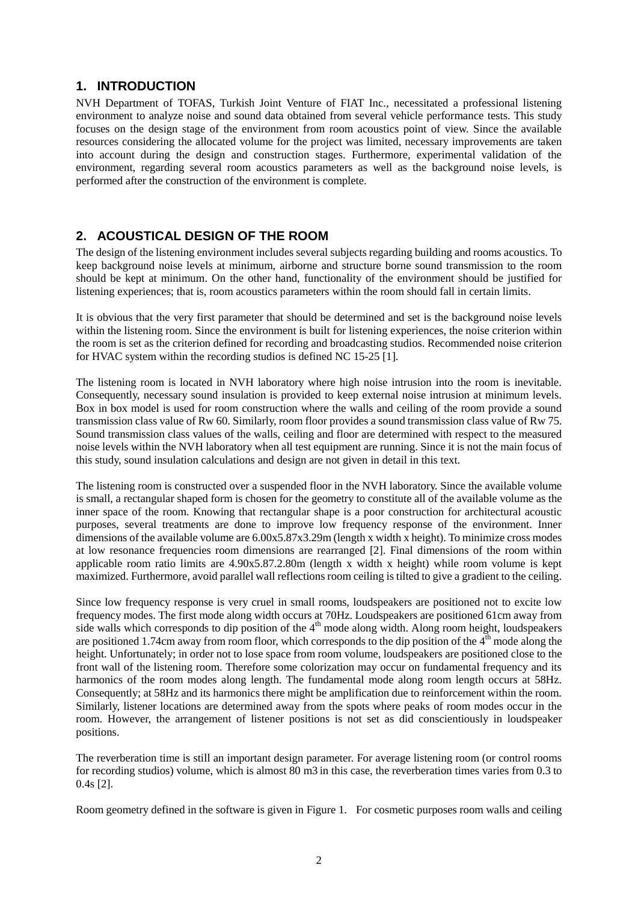## 1. INTRODUCTION

NVH Department of TOFAS, Turkish Joint Venture of FIAT Inc., necessitated a professional listening environment to analyze noise and sound data obtained from several vehicle performance tests. This study focuses on the design stage of the environment from room acoustics point of view. Since the available resources considering the allocated volume for the project was limited, necessary improvements are taken into account during the design and construction stages. Furthermore, experimental validation of the environment, regarding several room acoustics parameters as well as the background noise levels, is performed after the construction of the environment is complete.

## 2. ACOUSTICAL DESIGN OF THE ROOM

The design of the listening environment includes several subjects regarding building and rooms acoustics. To keep background noise levels at minimum, airborne and structure borne sound transmission to the room should be kept at minimum. On the other hand, functionality of the environment should be justified for listening experiences; that is, room acoustics parameters within the room should fall in certain limits.

It is obvious that the very first parameter that should be determined and set is the background noise levels within the listening room. Since the environment is built for listening experiences, the noise criterion within the room is set as the criterion defined for recording and broadcasting studios. Recommended noise criterion for HVAC system within the recording studios is defined NC 15-25 [1].

The listening room is located in NVH laboratory where high noise intrusion into the room is inevitable. Consequently, necessary sound insulation is provided to keep external noise intrusion at minimum levels. Box in box model is used for room construction where the walls and ceiling of the room provide a sound transmission class value of Rw 60. Similarly, room floor provides a sound transmission class value of Rw 75. Sound transmission class values of the walls, ceiling and floor are determined with respect to the measured noise levels within the NVH laboratory when all test equipment are running. Since it is not the main focus of this study, sound insulation calculations and design are not given in detail in this text.

The listening room is constructed over a suspended floor in the NVH laboratory. Since the available volume is small, a rectangular shaped form is chosen for the geometry to constitute all of the available volume as the inner space of the room. Knowing that rectangular shape is a poor construction for architectural acoustic purposes, several treatments are done to improve low frequency response of the environment. Inner dimensions of the available volume are 6.00x5.87x3.29m (length x width x height). To minimize cross modes at low resonance frequencies room dimensions are rearranged [2]. Final dimensions of the room within applicable room ratio limits are 4.90x5.87.2.80m (length x width x height) while room volume is kept maximized. Furthermore, avoid parallel wall reflections room ceiling is tilted to give a gradient to the ceiling.

Since low frequency response is very cruel in small rooms, loudspeakers are positioned not to excite low frequency modes. The first mode along width occurs at 70Hz. Loudspeakers are positioned 61cm away from side walls which corresponds to dip position of the 4$^{th}$ mode along width. Along room height, loudspeakers are positioned 1.74cm away from room floor, which corresponds to the dip position of the 4$^{th}$ mode along the height. Unfortunately; in order not to lose space from room volume, loudspeakers are positioned close to the front wall of the listening room. Therefore some colorization may occur on fundamental frequency and its harmonics of the room modes along length. The fundamental mode along room length occurs at 58Hz. Consequently; at 58Hz and its harmonics there might be amplification due to reinforcement within the room. Similarly, listener locations are determined away from the spots where peaks of room modes occur in the room. However, the arrangement of listener positions is not set as did conscientiously in loudspeaker positions.

The reverberation time is still an important design parameter. For average listening room (or control rooms for recording studios) volume, which is almost 80 m3 in this case, the reverberation times varies from 0.3 to 0.4s [2].

Room geometry defined in the software is given in Figure 1. For cosmetic purposes room walls and ceiling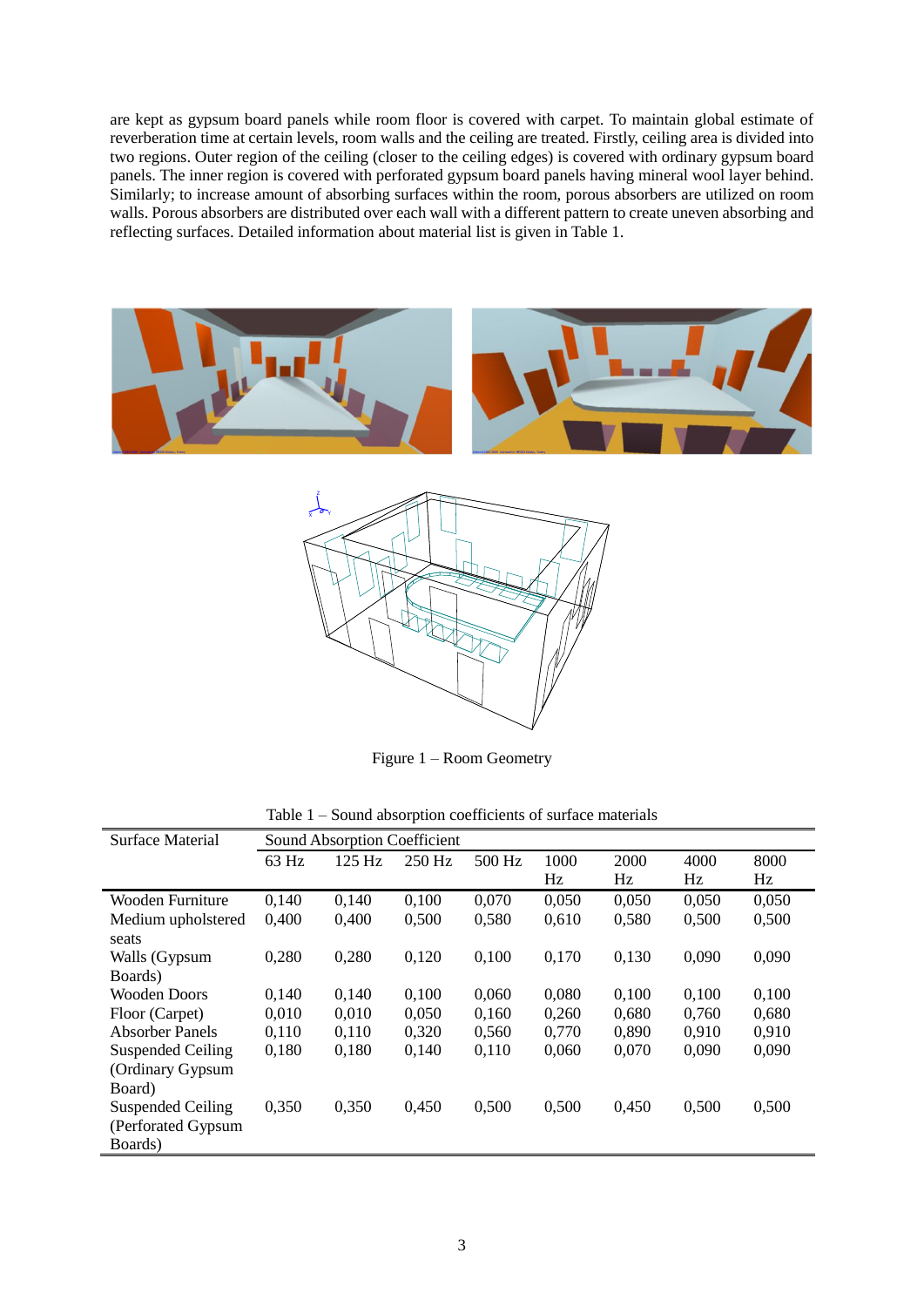are kept as gypsum board panels while room floor is covered with carpet. To maintain global estimate of reverberation time at certain levels, room walls and the ceiling are treated. Firstly, ceiling area is divided into two regions. Outer region of the ceiling (closer to the ceiling edges) is covered with ordinary gypsum board panels. The inner region is covered with perforated gypsum board panels having mineral wool layer behind. Similarly; to increase amount of absorbing surfaces within the room, porous absorbers are utilized on room walls. Porous absorbers are distributed over each wall with a different pattern to create uneven absorbing and reflecting surfaces. Detailed information about material list is given in Table 1.

Figure 1 – Room Geometry

Table 1 – Sound absorption coefficients of surface materials

| Surface Material | Sound Absorption Coefficient | | | | | | |
|---|---|---|---|---|---|---|---|
| | 63 Hz | 125 Hz | 250 Hz | 500 Hz | 1000 Hz | 2000 Hz | 4000 Hz | 8000 Hz |
| Wooden Furniture | 0,140 | 0,140 | 0,100 | 0,070 | 0,050 | 0,050 | 0,050 | 0,050 |
| Medium upholstered seats | 0,400 | 0,400 | 0,500 | 0,580 | 0,610 | 0,580 | 0,500 | 0,500 |
| Walls (Gypsum Boards) | 0,280 | 0,280 | 0,120 | 0,100 | 0,170 | 0,130 | 0,090 | 0,090 |
| Wooden Doors | 0,140 | 0,140 | 0,100 | 0,060 | 0,080 | 0,100 | 0,100 | 0,100 |
| Floor (Carpet) | 0,010 | 0,010 | 0,050 | 0,160 | 0,260 | 0,680 | 0,760 | 0,680 |
| Absorber Panels | 0,110 | 0,110 | 0,320 | 0,560 | 0,770 | 0,890 | 0,910 | 0,910 |
| Suspended Ceiling (Ordinary Gypsum Board) | 0,180 | 0,180 | 0,140 | 0,110 | 0,060 | 0,070 | 0,090 | 0,090 |
| Suspended Ceiling (Perforated Gypsum Boards) | 0,350 | 0,350 | 0,450 | 0,500 | 0,500 | 0,450 | 0,500 | 0,500 |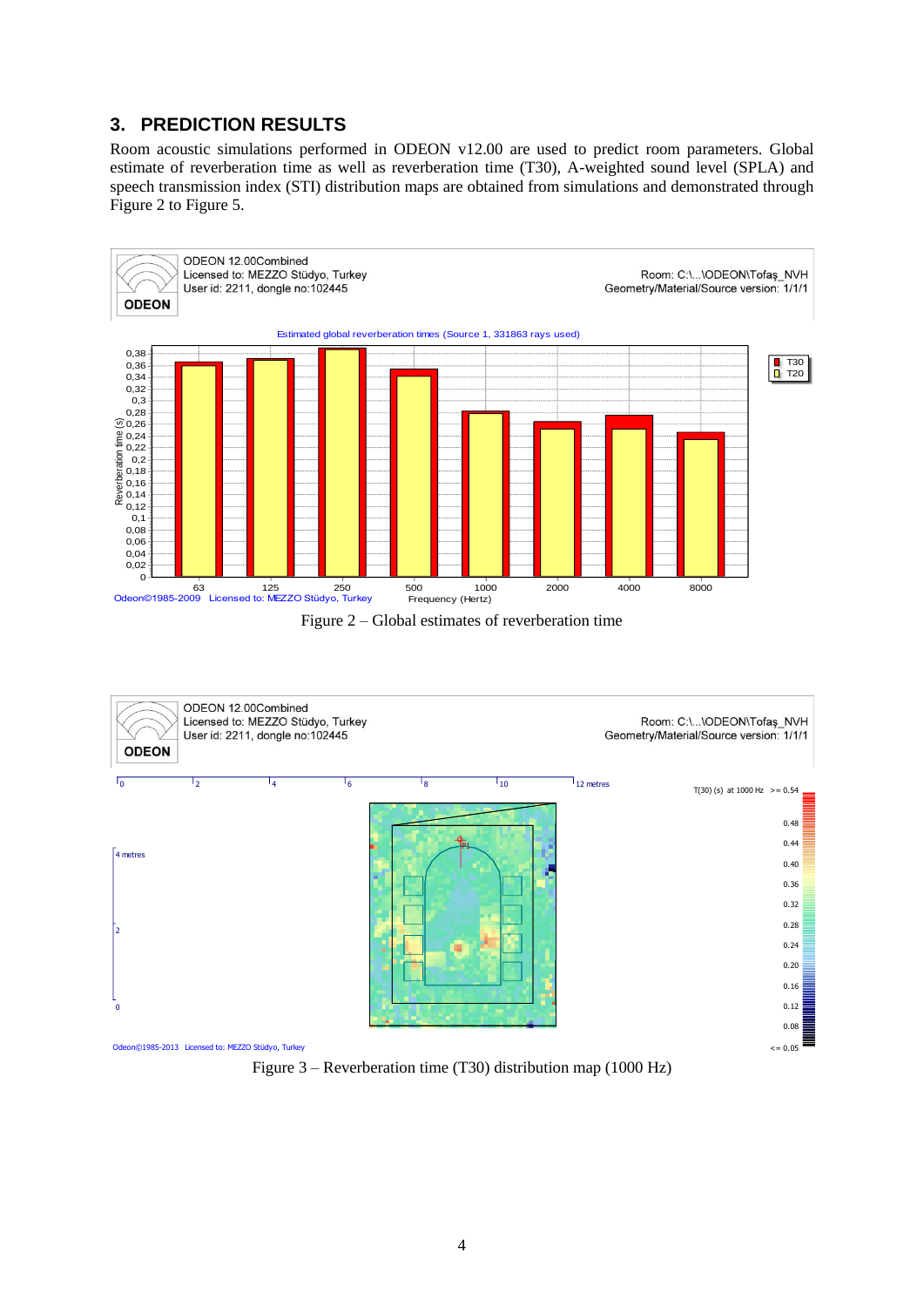## 3. PREDICTION RESULTS

Room acoustic simulations performed in ODEON v12.00 are used to predict room parameters. Global estimate of reverberation time as well as reverberation time (T30), A-weighted sound level (SPLA) and speech transmission index (STI) distribution maps are obtained from simulations and demonstrated through Figure 2 to Figure 5.

Figure 2 – Global estimates of reverberation time

Figure 3 – Reverberation time (T30) distribution map (1000 Hz)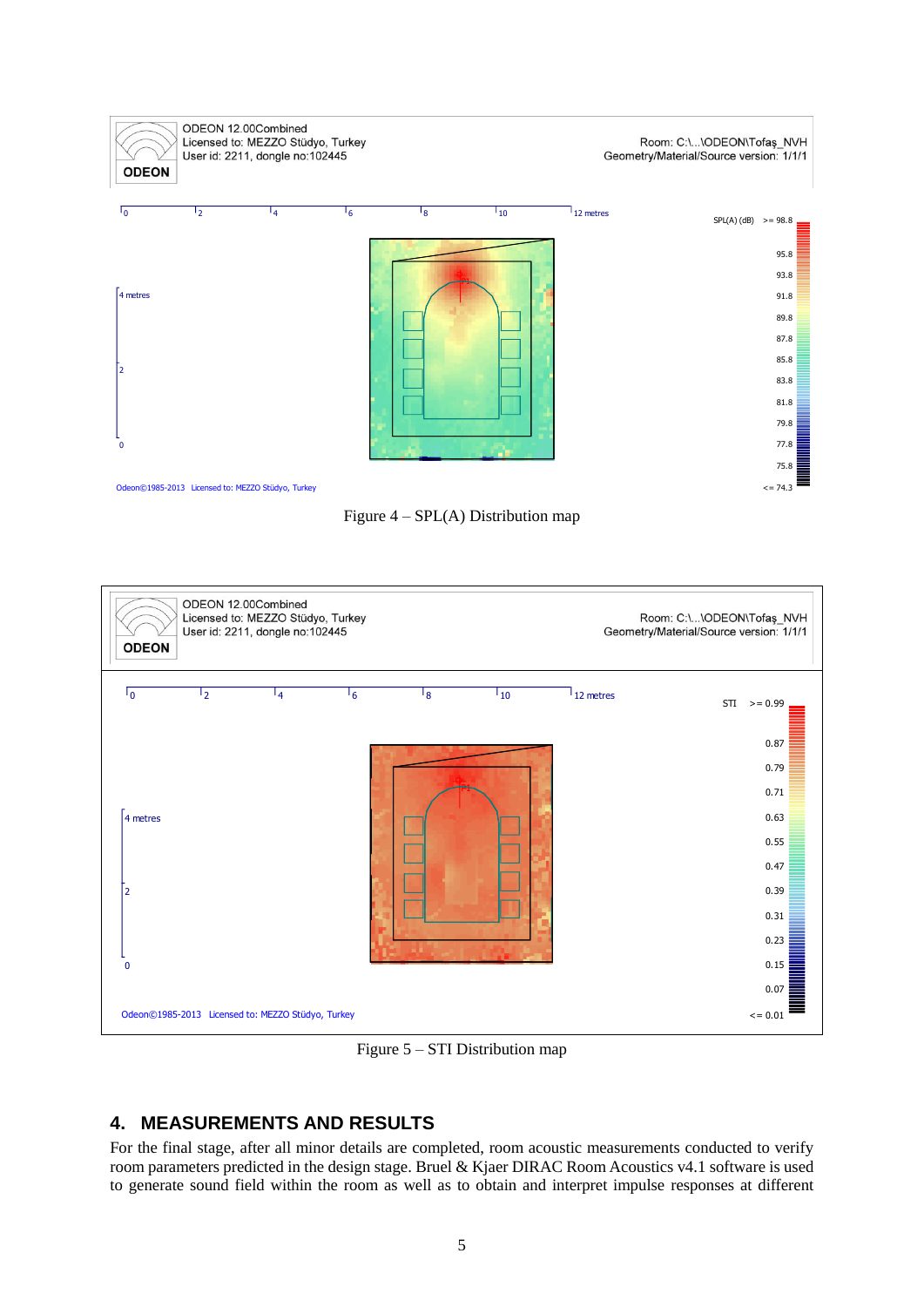Figure 4 – SPL(A) Distribution map

Figure 5 – STI Distribution map

## 4. MEASUREMENTS AND RESULTS

For the final stage, after all minor details are completed, room acoustic measurements conducted to verify room parameters predicted in the design stage. Bruel & Kjaer DIRAC Room Acoustics v4.1 software is used to generate sound field within the room as well as to obtain and interpret impulse responses at different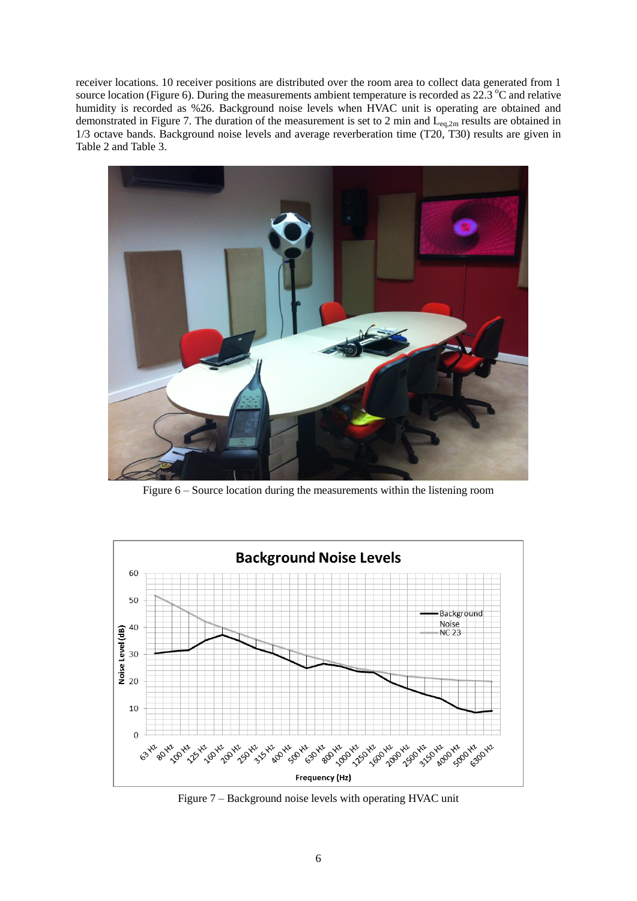receiver locations. 10 receiver positions are distributed over the room area to collect data generated from 1 source location (Figure 6). During the measurements ambient temperature is recorded as 22.3 $^{o}$C and relative humidity is recorded as %26. Background noise levels when HVAC unit is operating are obtained and demonstrated in Figure 7. The duration of the measurement is set to 2 min and $L_{eq,2m}$ results are obtained in 1/3 octave bands. Background noise levels and average reverberation time (T20, T30) results are given in Table 2 and Table 3.

Figure 6 – Source location during the measurements within the listening room

Figure 7 – Background noise levels with operating HVAC unit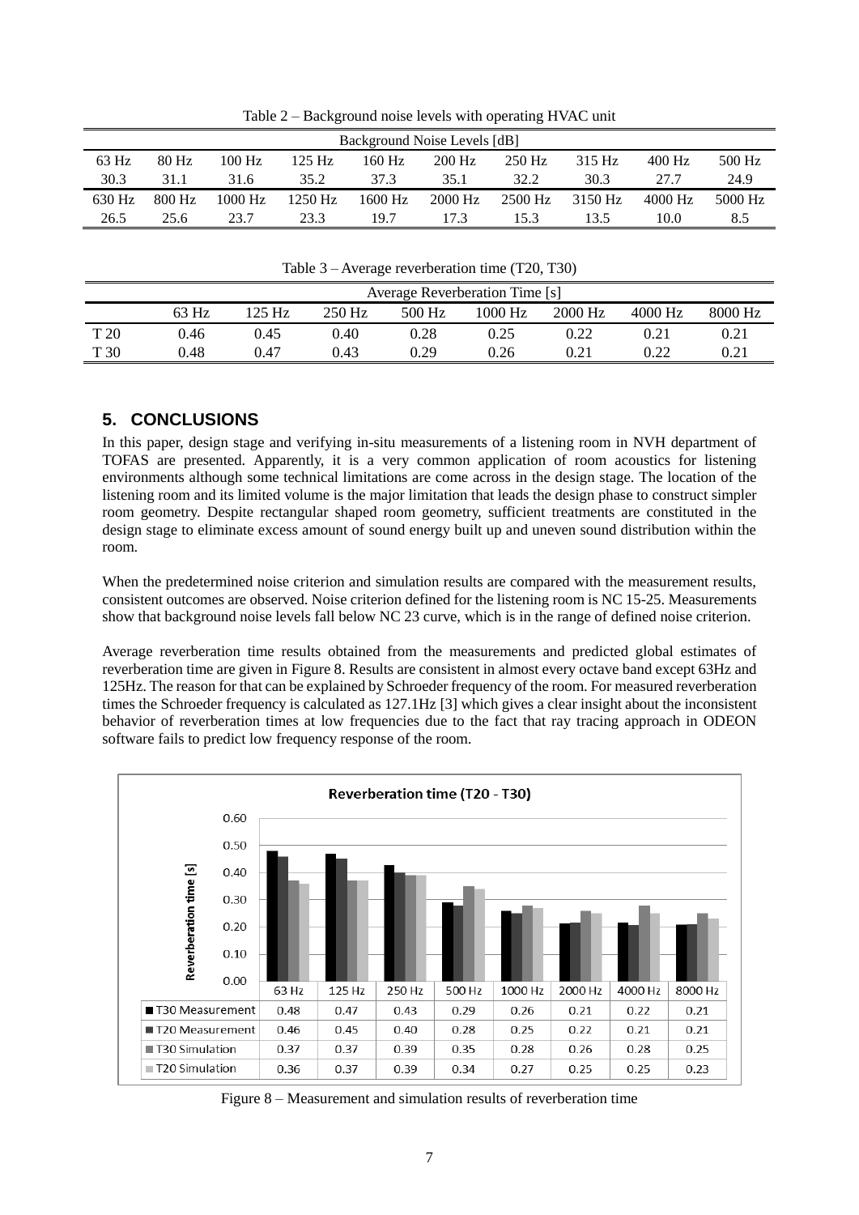Table 2 – Background noise levels with operating HVAC unit

| Background Noise Levels [dB] | | | | | | | | | |
|---|---|---|---|---|---|---|---|---|---|
| 63 Hz | 80 Hz | 100 Hz | 125 Hz | 160 Hz | 200 Hz | 250 Hz | 315 Hz | 400 Hz | 500 Hz |
| 30.3 | 31.1 | 31.6 | 35.2 | 37.3 | 35.1 | 32.2 | 30.3 | 27.7 | 24.9 |
| 630 Hz | 800 Hz | 1000 Hz | 1250 Hz | 1600 Hz | 2000 Hz | 2500 Hz | 3150 Hz | 4000 Hz | 5000 Hz |
| 26.5 | 25.6 | 23.7 | 23.3 | 19.7 | 17.3 | 15.3 | 13.5 | 10.0 | 8.5 |

Table 3 – Average reverberation time (T20, T30)

| | Average Reverberation Time [s] | | | | | | | |
|---|---|---|---|---|---|---|---|---|
| | 63 Hz | 125 Hz | 250 Hz | 500 Hz | 1000 Hz | 2000 Hz | 4000 Hz | 8000 Hz |
| T 20 | 0.46 | 0.45 | 0.40 | 0.28 | 0.25 | 0.22 | 0.21 | 0.21 |
| T 30 | 0.48 | 0.47 | 0.43 | 0.29 | 0.26 | 0.21 | 0.22 | 0.21 |

## 5. CONCLUSIONS

In this paper, design stage and verifying in-situ measurements of a listening room in NVH department of TOFAS are presented. Apparently, it is a very common application of room acoustics for listening environments although some technical limitations are come across in the design stage. The location of the listening room and its limited volume is the major limitation that leads the design phase to construct simpler room geometry. Despite rectangular shaped room geometry, sufficient treatments are constituted in the design stage to eliminate excess amount of sound energy built up and uneven sound distribution within the room.

When the predetermined noise criterion and simulation results are compared with the measurement results, consistent outcomes are observed. Noise criterion defined for the listening room is NC 15-25. Measurements show that background noise levels fall below NC 23 curve, which is in the range of defined noise criterion.

Average reverberation time results obtained from the measurements and predicted global estimates of reverberation time are given in Figure 8. Results are consistent in almost every octave band except 63Hz and 125Hz. The reason for that can be explained by Schroeder frequency of the room. For measured reverberation times the Schroeder frequency is calculated as 127.1Hz [3] which gives a clear insight about the inconsistent behavior of reverberation times at low frequencies due to the fact that ray tracing approach in ODEON software fails to predict low frequency response of the room.

**Reverberation time (T20 - T30)**

| | 63 Hz | 125 Hz | 250 Hz | 500 Hz | 1000 Hz | 2000 Hz | 4000 Hz | 8000 Hz |
|---|---|---|---|---|---|---|---|---|
| T30 Measurement | 0.48 | 0.47 | 0.43 | 0.29 | 0.26 | 0.21 | 0.22 | 0.21 |
| T20 Measurement | 0.46 | 0.45 | 0.40 | 0.28 | 0.25 | 0.22 | 0.21 | 0.21 |
| T30 Simulation | 0.37 | 0.37 | 0.39 | 0.35 | 0.28 | 0.26 | 0.28 | 0.25 |
| T20 Simulation | 0.36 | 0.37 | 0.39 | 0.34 | 0.27 | 0.25 | 0.25 | 0.23 |

Figure 8 – Measurement and simulation results of reverberation time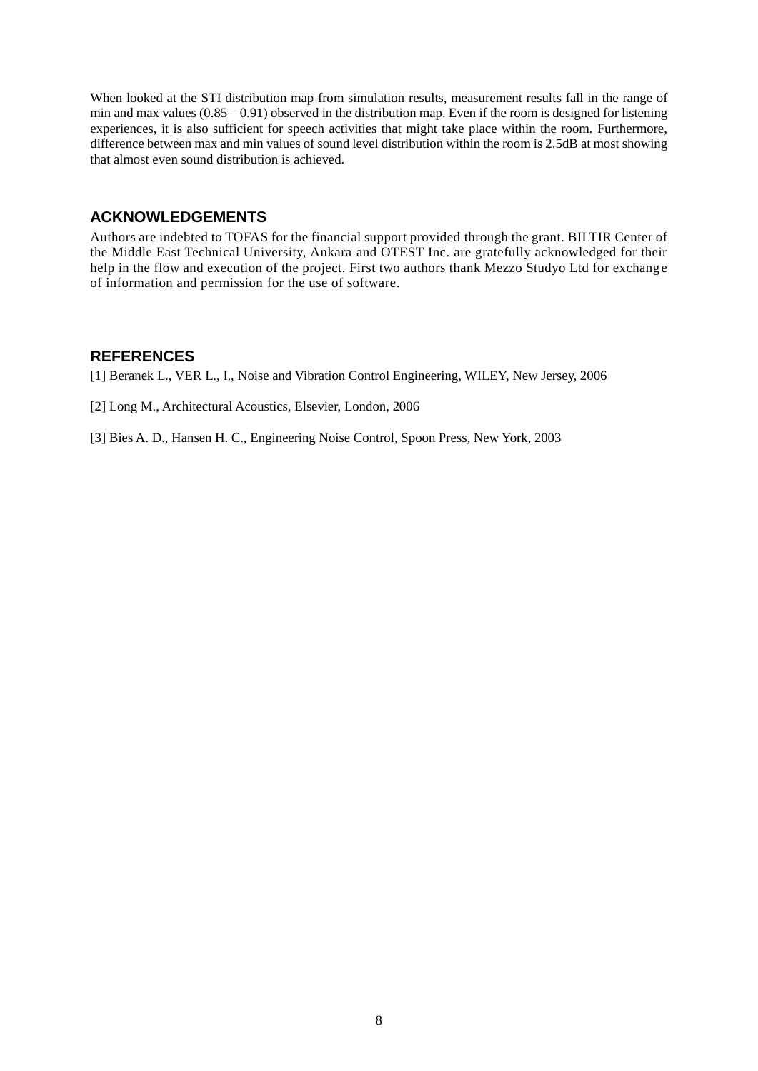When looked at the STI distribution map from simulation results, measurement results fall in the range of min and max values (0.85 – 0.91) observed in the distribution map. Even if the room is designed for listening experiences, it is also sufficient for speech activities that might take place within the room. Furthermore, difference between max and min values of sound level distribution within the room is 2.5dB at most showing that almost even sound distribution is achieved.

## ACKNOWLEDGEMENTS

Authors are indebted to TOFAS for the financial support provided through the grant. BILTIR Center of the Middle East Technical University, Ankara and OTEST Inc. are gratefully acknowledged for their help in the flow and execution of the project. First two authors thank Mezzo Studyo Ltd for exchange of information and permission for the use of software.

## REFERENCES

[1] Beranek L., VER L., I., Noise and Vibration Control Engineering, WILEY, New Jersey, 2006

[2] Long M., Architectural Acoustics, Elsevier, London, 2006

[3] Bies A. D., Hansen H. C., Engineering Noise Control, Spoon Press, New York, 2003